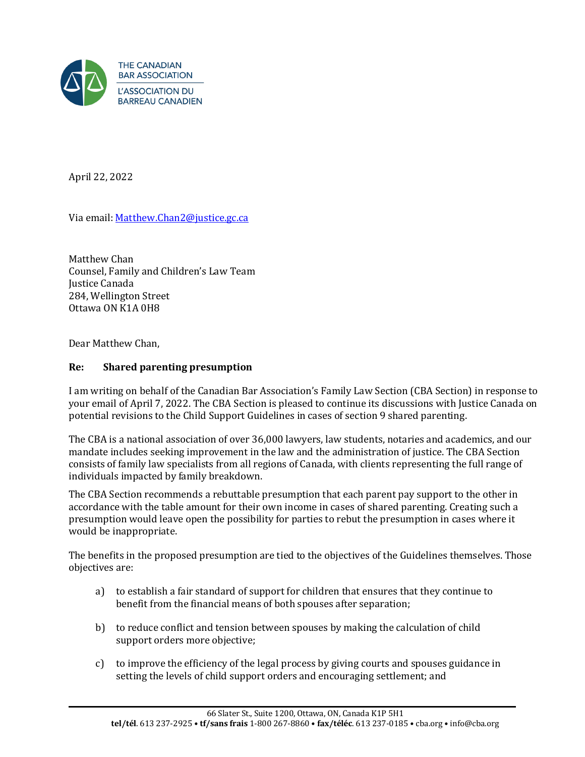THE CANADIAN BAR ASSOCIATION
L'ASSOCIATION DU BARREAU CANADIEN

April 22, 2022

Via email: Matthew.Chan2@justice.gc.ca

Matthew Chan
Counsel, Family and Children's Law Team
Justice Canada
284, Wellington Street
Ottawa ON K1A 0H8

Dear Matthew Chan,

**Re: Shared parenting presumption**

I am writing on behalf of the Canadian Bar Association's Family Law Section (CBA Section) in response to your email of April 7, 2022. The CBA Section is pleased to continue its discussions with Justice Canada on potential revisions to the Child Support Guidelines in cases of section 9 shared parenting.

The CBA is a national association of over 36,000 lawyers, law students, notaries and academics, and our mandate includes seeking improvement in the law and the administration of justice. The CBA Section consists of family law specialists from all regions of Canada, with clients representing the full range of individuals impacted by family breakdown.

The CBA Section recommends a rebuttable presumption that each parent pay support to the other in accordance with the table amount for their own income in cases of shared parenting. Creating such a presumption would leave open the possibility for parties to rebut the presumption in cases where it would be inappropriate.

The benefits in the proposed presumption are tied to the objectives of the Guidelines themselves. Those objectives are:

a) to establish a fair standard of support for children that ensures that they continue to benefit from the financial means of both spouses after separation;

b) to reduce conflict and tension between spouses by making the calculation of child support orders more objective;

c) to improve the efficiency of the legal process by giving courts and spouses guidance in setting the levels of child support orders and encouraging settlement; and

66 Slater St., Suite 1200, Ottawa, ON, Canada K1P 5H1
**tel/tél**. 613 237-2925 • **tf/sans frais** 1-800 267-8860 • **fax/téléc**. 613 237-0185 • cba.org • info@cba.org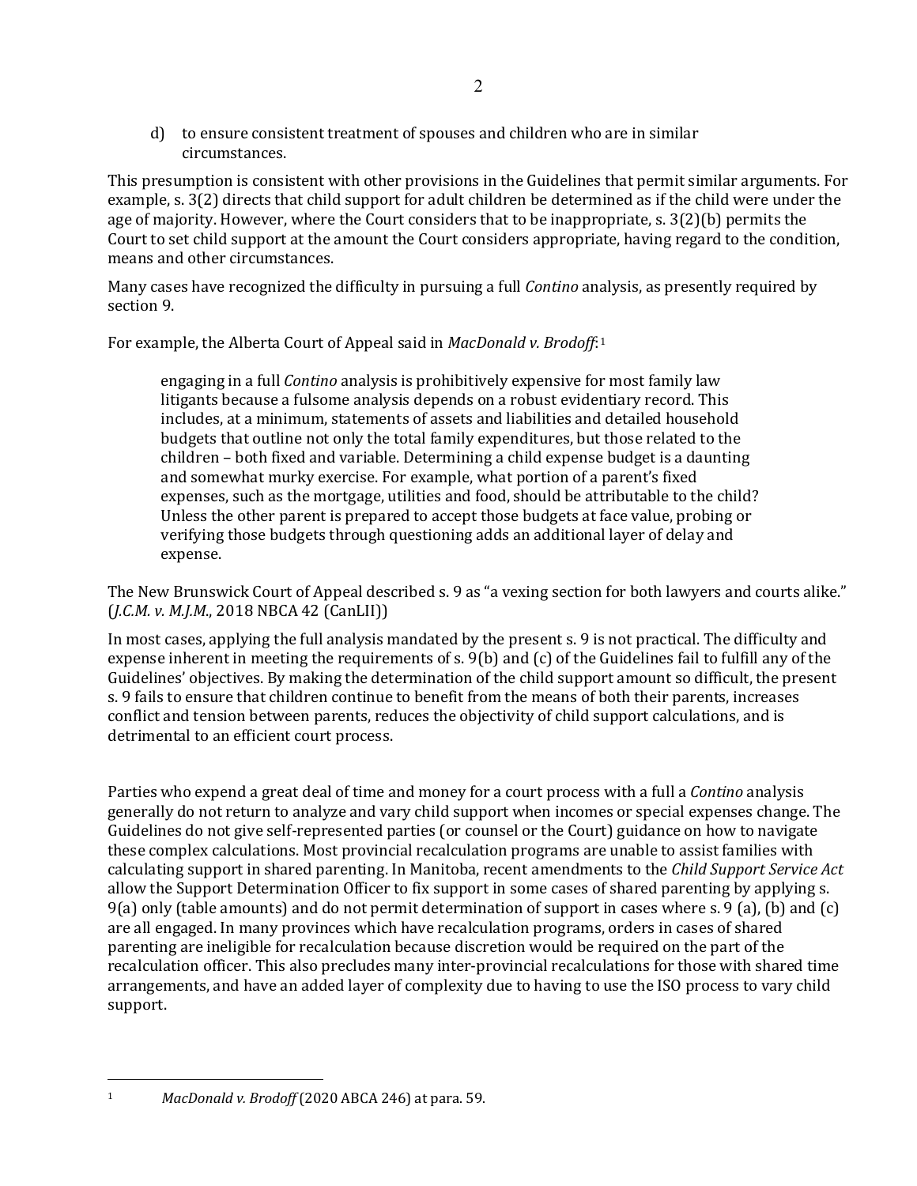d) to ensure consistent treatment of spouses and children who are in similar circumstances.

This presumption is consistent with other provisions in the Guidelines that permit similar arguments. For example, s. 3(2) directs that child support for adult children be determined as if the child were under the age of majority. However, where the Court considers that to be inappropriate, s. 3(2)(b) permits the Court to set child support at the amount the Court considers appropriate, having regard to the condition, means and other circumstances.

Many cases have recognized the difficulty in pursuing a full *Contino* analysis, as presently required by section 9.

For example, the Alberta Court of Appeal said in *MacDonald v. Brodoff*:[1]

> engaging in a full *Contino* analysis is prohibitively expensive for most family law litigants because a fulsome analysis depends on a robust evidentiary record. This includes, at a minimum, statements of assets and liabilities and detailed household budgets that outline not only the total family expenditures, but those related to the children – both fixed and variable. Determining a child expense budget is a daunting and somewhat murky exercise. For example, what portion of a parent's fixed expenses, such as the mortgage, utilities and food, should be attributable to the child? Unless the other parent is prepared to accept those budgets at face value, probing or verifying those budgets through questioning adds an additional layer of delay and expense.

The New Brunswick Court of Appeal described s. 9 as "a vexing section for both lawyers and courts alike." (*J.C.M. v. M.J.M.*, 2018 NBCA 42 (CanLII))

In most cases, applying the full analysis mandated by the present s. 9 is not practical. The difficulty and expense inherent in meeting the requirements of s. 9(b) and (c) of the Guidelines fail to fulfill any of the Guidelines' objectives. By making the determination of the child support amount so difficult, the present s. 9 fails to ensure that children continue to benefit from the means of both their parents, increases conflict and tension between parents, reduces the objectivity of child support calculations, and is detrimental to an efficient court process.

Parties who expend a great deal of time and money for a court process with a full a *Contino* analysis generally do not return to analyze and vary child support when incomes or special expenses change. The Guidelines do not give self-represented parties (or counsel or the Court) guidance on how to navigate these complex calculations. Most provincial recalculation programs are unable to assist families with calculating support in shared parenting. In Manitoba, recent amendments to the *Child Support Service Act* allow the Support Determination Officer to fix support in some cases of shared parenting by applying s. 9(a) only (table amounts) and do not permit determination of support in cases where s. 9 (a), (b) and (c) are all engaged. In many provinces which have recalculation programs, orders in cases of shared parenting are ineligible for recalculation because discretion would be required on the part of the recalculation officer. This also precludes many inter-provincial recalculations for those with shared time arrangements, and have an added layer of complexity due to having to use the ISO process to vary child support.

---

[1] *MacDonald v. Brodoff* (2020 ABCA 246) at para. 59.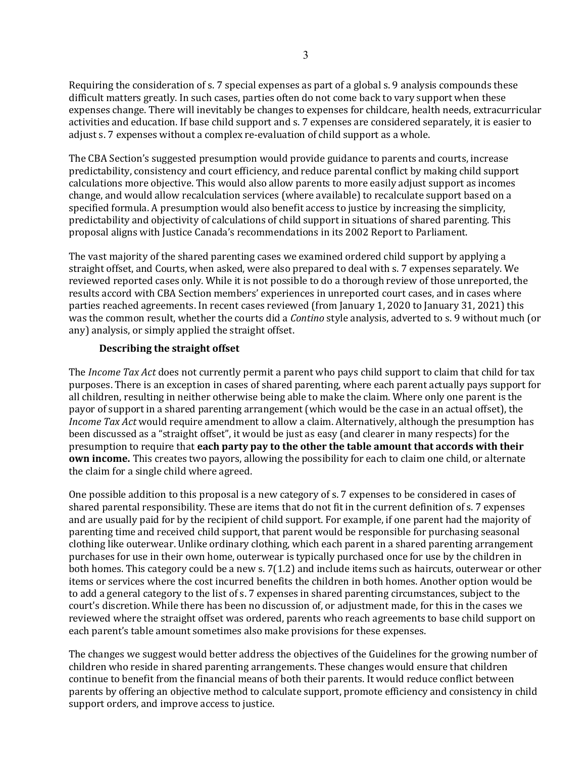Requiring the consideration of s. 7 special expenses as part of a global s. 9 analysis compounds these difficult matters greatly. In such cases, parties often do not come back to vary support when these expenses change. There will inevitably be changes to expenses for childcare, health needs, extracurricular activities and education. If base child support and s. 7 expenses are considered separately, it is easier to adjust s. 7 expenses without a complex re-evaluation of child support as a whole.

The CBA Section's suggested presumption would provide guidance to parents and courts, increase predictability, consistency and court efficiency, and reduce parental conflict by making child support calculations more objective. This would also allow parents to more easily adjust support as incomes change, and would allow recalculation services (where available) to recalculate support based on a specified formula. A presumption would also benefit access to justice by increasing the simplicity, predictability and objectivity of calculations of child support in situations of shared parenting. This proposal aligns with Justice Canada's recommendations in its 2002 Report to Parliament.

The vast majority of the shared parenting cases we examined ordered child support by applying a straight offset, and Courts, when asked, were also prepared to deal with s. 7 expenses separately. We reviewed reported cases only. While it is not possible to do a thorough review of those unreported, the results accord with CBA Section members' experiences in unreported court cases, and in cases where parties reached agreements. In recent cases reviewed (from January 1, 2020 to January 31, 2021) this was the common result, whether the courts did a *Contino* style analysis, adverted to s. 9 without much (or any) analysis, or simply applied the straight offset.

### Describing the straight offset

The *Income Tax Act* does not currently permit a parent who pays child support to claim that child for tax purposes. There is an exception in cases of shared parenting, where each parent actually pays support for all children, resulting in neither otherwise being able to make the claim. Where only one parent is the payor of support in a shared parenting arrangement (which would be the case in an actual offset), the *Income Tax Act* would require amendment to allow a claim. Alternatively, although the presumption has been discussed as a "straight offset", it would be just as easy (and clearer in many respects) for the presumption to require that **each party pay to the other the table amount that accords with their own income.** This creates two payors, allowing the possibility for each to claim one child, or alternate the claim for a single child where agreed.

One possible addition to this proposal is a new category of s. 7 expenses to be considered in cases of shared parental responsibility. These are items that do not fit in the current definition of s. 7 expenses and are usually paid for by the recipient of child support. For example, if one parent had the majority of parenting time and received child support, that parent would be responsible for purchasing seasonal clothing like outerwear. Unlike ordinary clothing, which each parent in a shared parenting arrangement purchases for use in their own home, outerwear is typically purchased once for use by the children in both homes. This category could be a new s. 7(1.2) and include items such as haircuts, outerwear or other items or services where the cost incurred benefits the children in both homes. Another option would be to add a general category to the list of s. 7 expenses in shared parenting circumstances, subject to the court's discretion. While there has been no discussion of, or adjustment made, for this in the cases we reviewed where the straight offset was ordered, parents who reach agreements to base child support on each parent's table amount sometimes also make provisions for these expenses.

The changes we suggest would better address the objectives of the Guidelines for the growing number of children who reside in shared parenting arrangements. These changes would ensure that children continue to benefit from the financial means of both their parents. It would reduce conflict between parents by offering an objective method to calculate support, promote efficiency and consistency in child support orders, and improve access to justice.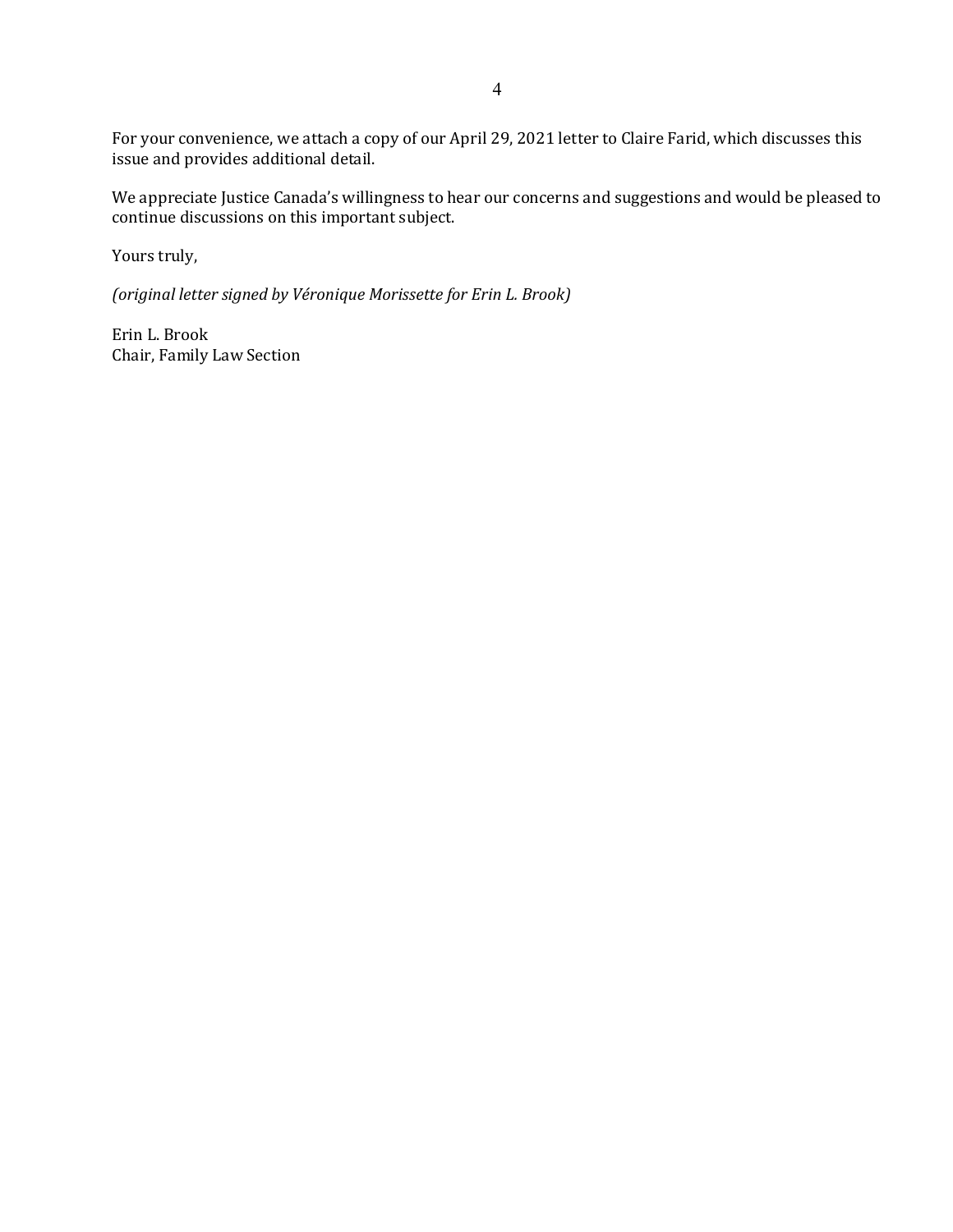For your convenience, we attach a copy of our April 29, 2021 letter to Claire Farid, which discusses this issue and provides additional detail.

We appreciate Justice Canada's willingness to hear our concerns and suggestions and would be pleased to continue discussions on this important subject.

Yours truly,

*(original letter signed by Véronique Morissette for Erin L. Brook)*

Erin L. Brook
Chair, Family Law Section